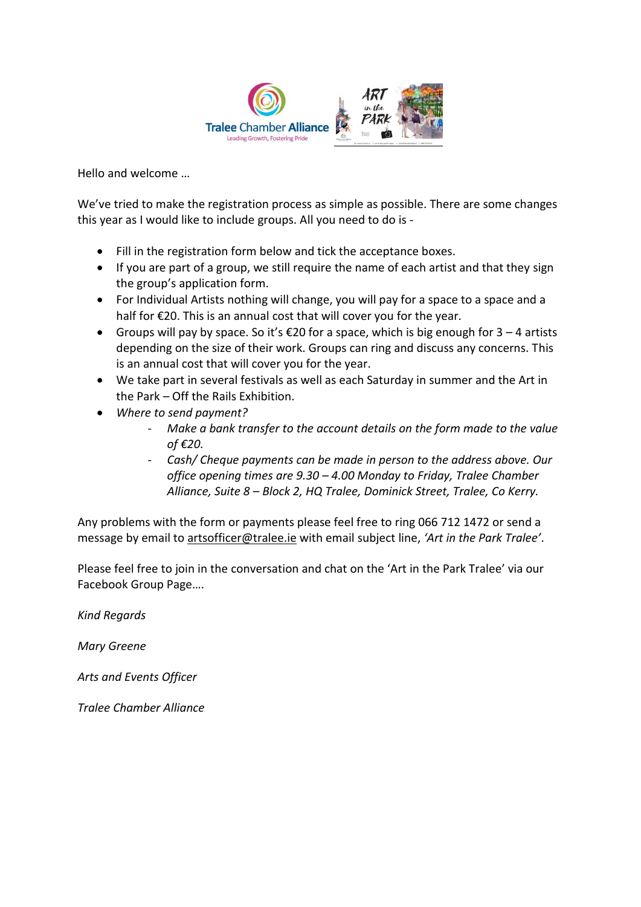Hello and welcome …

We've tried to make the registration process as simple as possible. There are some changes this year as I would like to include groups. All you need to do is -

- Fill in the registration form below and tick the acceptance boxes.
- If you are part of a group, we still require the name of each artist and that they sign the group's application form.
- For Individual Artists nothing will change, you will pay for a space to a space and a half for €20. This is an annual cost that will cover you for the year.
- Groups will pay by space. So it's €20 for a space, which is big enough for 3 – 4 artists depending on the size of their work. Groups can ring and discuss any concerns. This is an annual cost that will cover you for the year.
- We take part in several festivals as well as each Saturday in summer and the Art in the Park – Off the Rails Exhibition.
- *Where to send payment?*
    - *Make a bank transfer to the account details on the form made to the value of €20.*
    - *Cash/ Cheque payments can be made in person to the address above. Our office opening times are 9.30 – 4.00 Monday to Friday, Tralee Chamber Alliance, Suite 8 – Block 2, HQ Tralee, Dominick Street, Tralee, Co Kerry.*

Any problems with the form or payments please feel free to ring 066 712 1472 or send a message by email to artsofficer@tralee.ie with email subject line, *'Art in the Park Tralee'*.

Please feel free to join in the conversation and chat on the 'Art in the Park Tralee' via our Facebook Group Page….

*Kind Regards*

*Mary Greene*

*Arts and Events Officer*

*Tralee Chamber Alliance*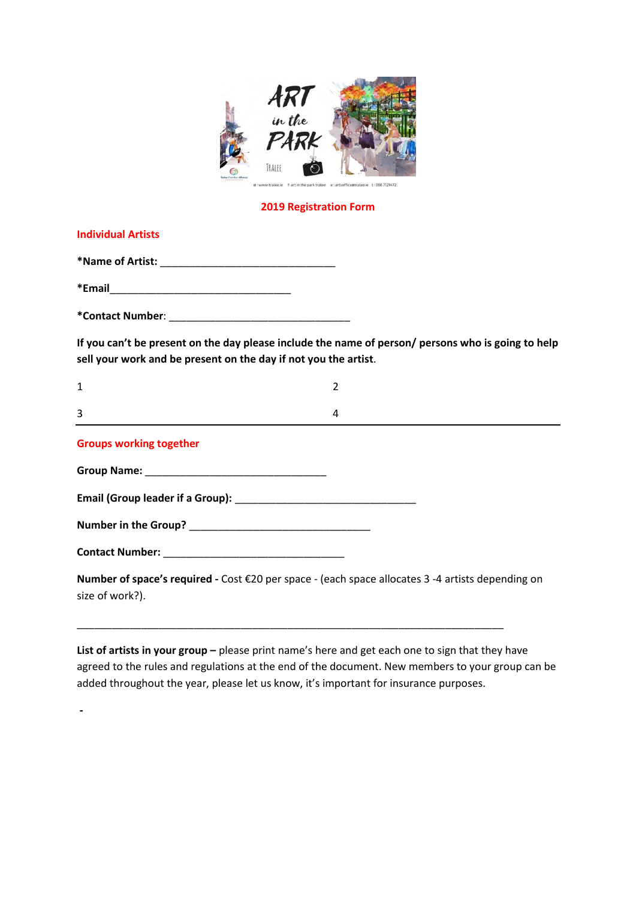**2019 Registration Form**

## Individual Artists

**\*Name of Artist:** ________________________________

**\*Email**_________________________________

**\*Contact Number**: _________________________________

**If you can't be present on the day please include the name of person/ persons who is going to help sell your work and be present on the day if not you the artist**.

| 1 | 2 |
|---|---|
| 3 | 4 |

---

## Groups working together

**Group Name:** _________________________________

**Email (Group leader if a Group):** _________________________________

**Number in the Group?** _________________________________

**Contact Number:** _________________________________

**Number of space's required -** Cost €20 per space - (each space allocates 3 -4 artists depending on size of work?).

______________________________________________________________________________

**List of artists in your group –** please print name's here and get each one to sign that they have agreed to the rules and regulations at the end of the document. New members to your group can be added throughout the year, please let us know, it's important for insurance purposes.

-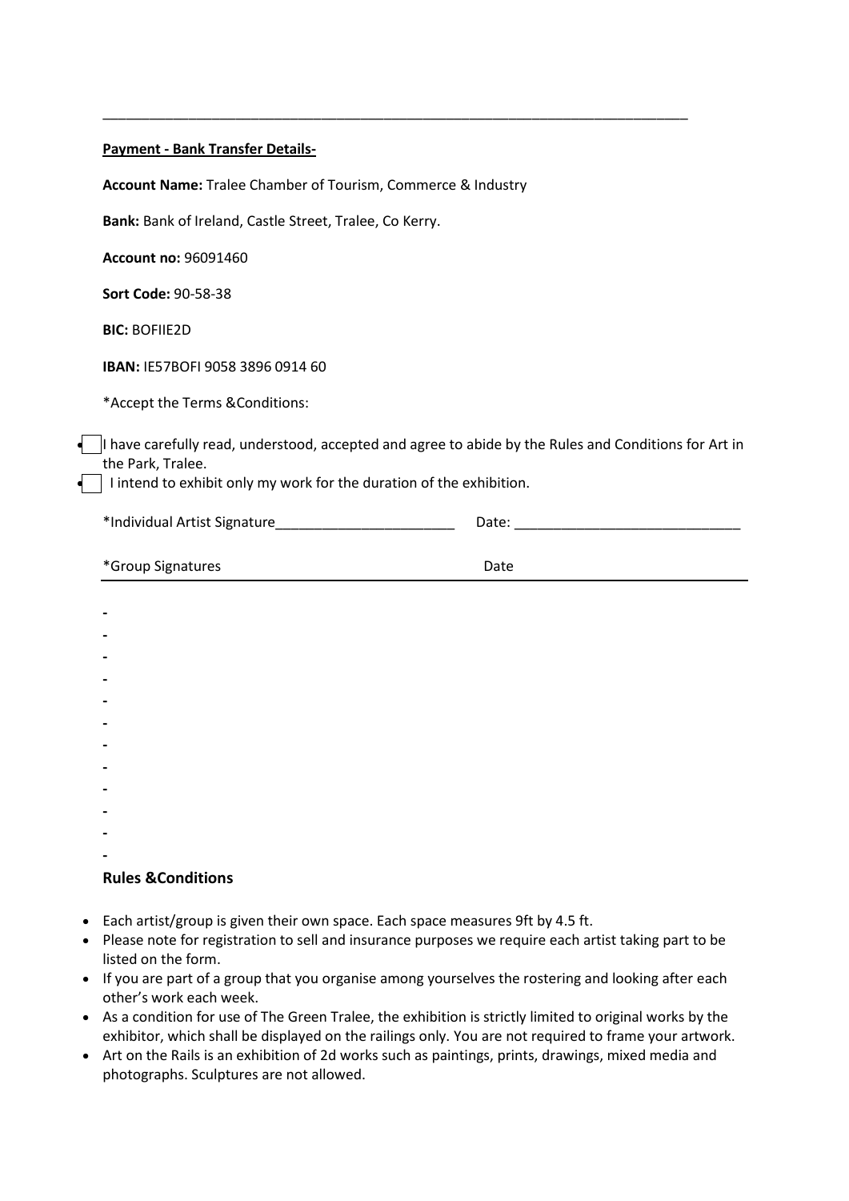---

**Payment - Bank Transfer Details-**

**Account Name:** Tralee Chamber of Tourism, Commerce & Industry

**Bank:** Bank of Ireland, Castle Street, Tralee, Co Kerry.

**Account no:** 96091460

**Sort Code:** 90-58-38

**BIC:** BOFIIE2D

**IBAN:** IE57BOFI 9058 3896 0914 60

*Accept the Terms &Conditions:

- ☐ I have carefully read, understood, accepted and agree to abide by the Rules and Conditions for Art in the Park, Tralee.
- ☐ I intend to exhibit only my work for the duration of the exhibition.

*Individual Artist Signature_______________________ Date: _____________________________

| *Group Signatures | Date |
|---|---|
| - | |
| - | |
| - | |
| - | |
| - | |
| - | |
| - | |
| - | |
| - | |
| - | |
| - | |
| - | |

**Rules &Conditions**

- Each artist/group is given their own space. Each space measures 9ft by 4.5 ft.
- Please note for registration to sell and insurance purposes we require each artist taking part to be listed on the form.
- If you are part of a group that you organise among yourselves the rostering and looking after each other's work each week.
- As a condition for use of The Green Tralee, the exhibition is strictly limited to original works by the exhibitor, which shall be displayed on the railings only. You are not required to frame your artwork.
- Art on the Rails is an exhibition of 2d works such as paintings, prints, drawings, mixed media and photographs. Sculptures are not allowed.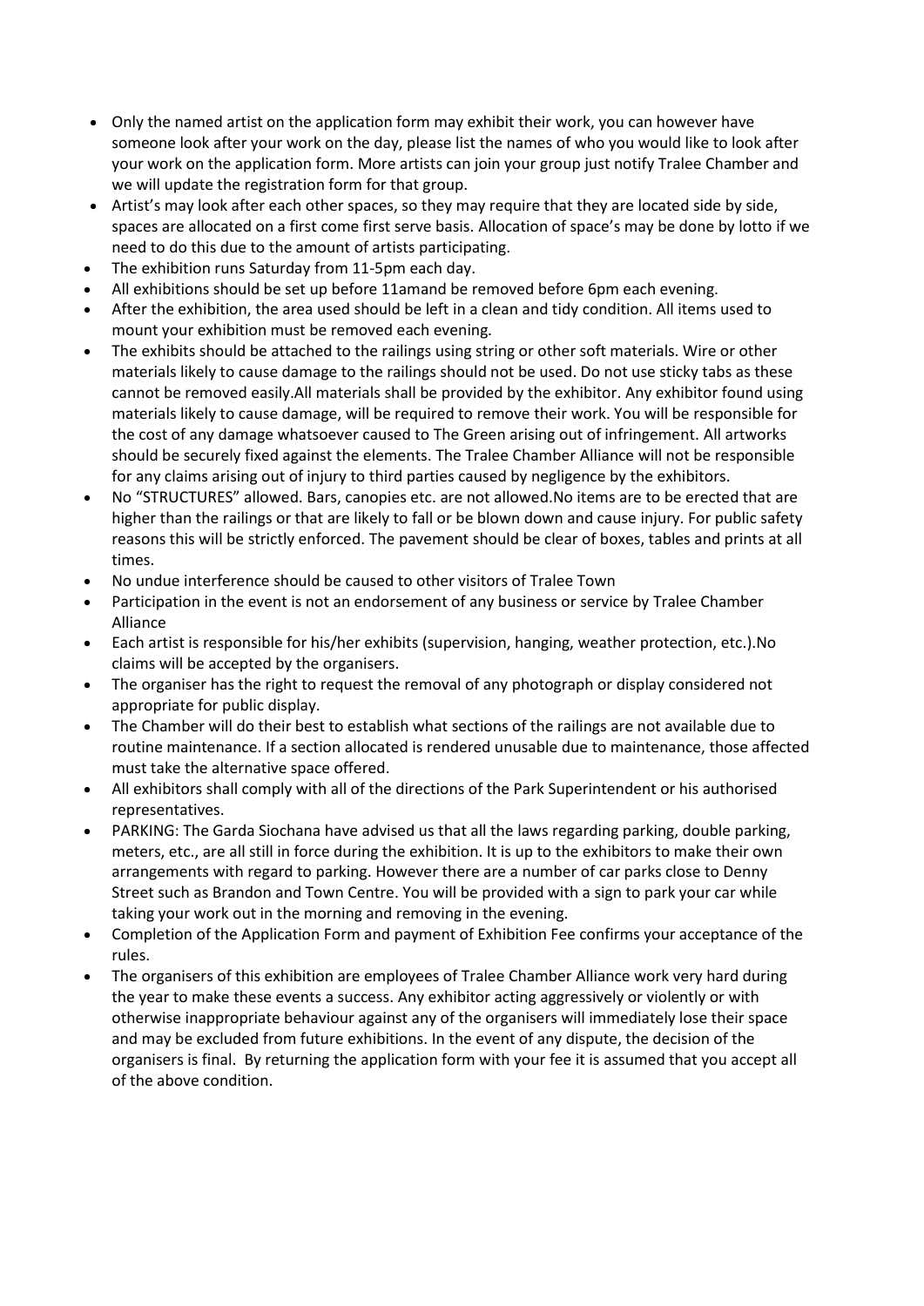- Only the named artist on the application form may exhibit their work, you can however have someone look after your work on the day, please list the names of who you would like to look after your work on the application form. More artists can join your group just notify Tralee Chamber and we will update the registration form for that group.
- Artist's may look after each other spaces, so they may require that they are located side by side, spaces are allocated on a first come first serve basis. Allocation of space's may be done by lotto if we need to do this due to the amount of artists participating.
- The exhibition runs Saturday from 11-5pm each day.
- All exhibitions should be set up before 11amand be removed before 6pm each evening.
- After the exhibition, the area used should be left in a clean and tidy condition. All items used to mount your exhibition must be removed each evening.
- The exhibits should be attached to the railings using string or other soft materials. Wire or other materials likely to cause damage to the railings should not be used. Do not use sticky tabs as these cannot be removed easily.All materials shall be provided by the exhibitor. Any exhibitor found using materials likely to cause damage, will be required to remove their work. You will be responsible for the cost of any damage whatsoever caused to The Green arising out of infringement. All artworks should be securely fixed against the elements. The Tralee Chamber Alliance will not be responsible for any claims arising out of injury to third parties caused by negligence by the exhibitors.
- No "STRUCTURES" allowed. Bars, canopies etc. are not allowed.No items are to be erected that are higher than the railings or that are likely to fall or be blown down and cause injury. For public safety reasons this will be strictly enforced. The pavement should be clear of boxes, tables and prints at all times.
- No undue interference should be caused to other visitors of Tralee Town
- Participation in the event is not an endorsement of any business or service by Tralee Chamber Alliance
- Each artist is responsible for his/her exhibits (supervision, hanging, weather protection, etc.).No claims will be accepted by the organisers.
- The organiser has the right to request the removal of any photograph or display considered not appropriate for public display.
- The Chamber will do their best to establish what sections of the railings are not available due to routine maintenance. If a section allocated is rendered unusable due to maintenance, those affected must take the alternative space offered.
- All exhibitors shall comply with all of the directions of the Park Superintendent or his authorised representatives.
- PARKING: The Garda Siochana have advised us that all the laws regarding parking, double parking, meters, etc., are all still in force during the exhibition. It is up to the exhibitors to make their own arrangements with regard to parking. However there are a number of car parks close to Denny Street such as Brandon and Town Centre. You will be provided with a sign to park your car while taking your work out in the morning and removing in the evening.
- Completion of the Application Form and payment of Exhibition Fee confirms your acceptance of the rules.
- The organisers of this exhibition are employees of Tralee Chamber Alliance work very hard during the year to make these events a success. Any exhibitor acting aggressively or violently or with otherwise inappropriate behaviour against any of the organisers will immediately lose their space and may be excluded from future exhibitions. In the event of any dispute, the decision of the organisers is final. By returning the application form with your fee it is assumed that you accept all of the above condition.